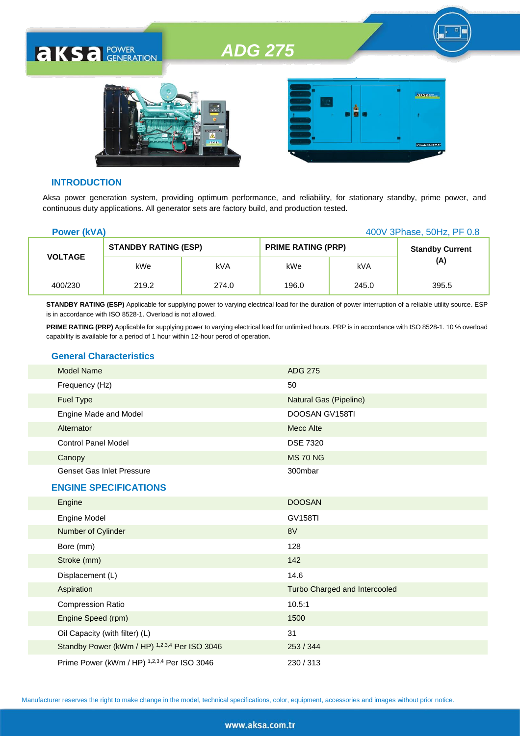# ADG 275

## INTRODUCTION

Aksa power generation system, providing optimum performance, and reliability, for stationary standby, prime power, and continuous duty applications. All generator sets are factory build, and production tested.

**Power (kVA)** — 400V 3Phase, 50Hz, PF 0.8

| VOLTAGE | STANDBY RATING (ESP) | | PRIME RATING (PRP) | | Standby Current (A) |
|---|---|---|---|---|---|
| | kWe | kVA | kWe | kVA | |
| 400/230 | 219.2 | 274.0 | 196.0 | 245.0 | 395.5 |

**STANDBY RATING (ESP)** Applicable for supplying power to varying electrical load for the duration of power interruption of a reliable utility source. ESP is in accordance with ISO 8528-1. Overload is not allowed.

**PRIME RATING (PRP)** Applicable for supplying power to varying electrical load for unlimited hours. PRP is in accordance with ISO 8528-1. 10 % overload capability is available for a period of 1 hour within 12-hour perod of operation.

## General Characteristics

| | |
|---|---|
| Model Name | ADG 275 |
| Frequency (Hz) | 50 |
| Fuel Type | Natural Gas (Pipeline) |
| Engine Made and Model | DOOSAN GV158TI |
| Alternator | Mecc Alte |
| Control Panel Model | DSE 7320 |
| Canopy | MS 70 NG |
| Genset Gas Inlet Pressure | 300mbar |

## ENGINE SPECIFICATIONS

| | |
|---|---|
| Engine | DOOSAN |
| Engine Model | GV158TI |
| Number of Cylinder | 8V |
| Bore (mm) | 128 |
| Stroke (mm) | 142 |
| Displacement (L) | 14.6 |
| Aspiration | Turbo Charged and Intercooled |
| Compression Ratio | 10.5:1 |
| Engine Speed (rpm) | 1500 |
| Oil Capacity (with filter) (L) | 31 |
| Standby Power (kWm / HP) [1,2,3,4] Per ISO 3046 | 253 / 344 |
| Prime Power (kWm / HP) [1,2,3,4] Per ISO 3046 | 230 / 313 |

Manufacturer reserves the right to make change in the model, technical specifications, color, equipment, accessories and images without prior notice.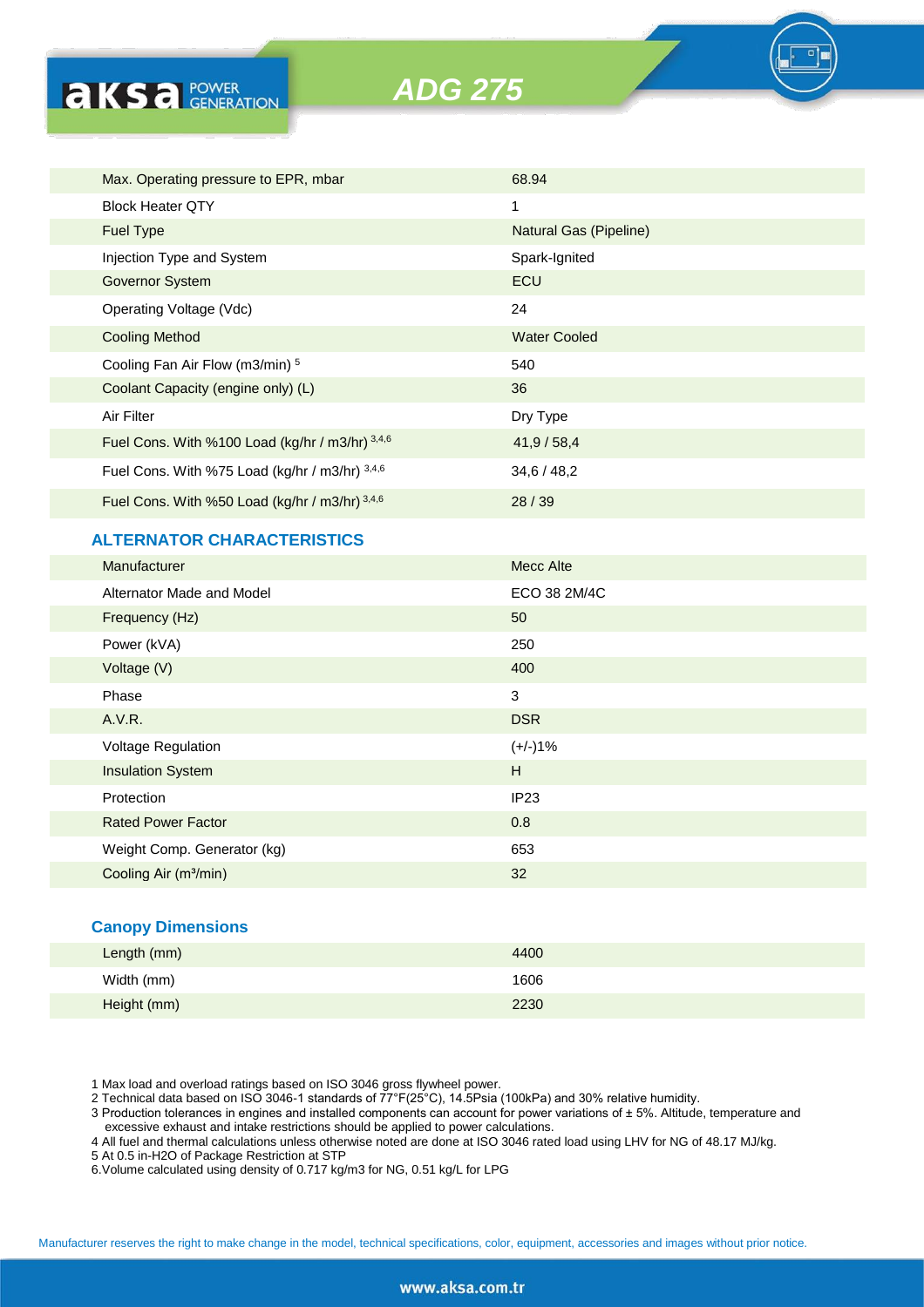# ADG 275

| | |
|---|---|
| Max. Operating pressure to EPR, mbar | 68.94 |
| Block Heater QTY | 1 |
| Fuel Type | Natural Gas (Pipeline) |
| Injection Type and System | Spark-Ignited |
| Governor System | ECU |
| Operating Voltage (Vdc) | 24 |
| Cooling Method | Water Cooled |
| Cooling Fan Air Flow (m3/min) [5] | 540 |
| Coolant Capacity (engine only) (L) | 36 |
| Air Filter | Dry Type |
| Fuel Cons. With %100 Load (kg/hr / m3/hr) [3,4,6] | 41,9 / 58,4 |
| Fuel Cons. With %75 Load (kg/hr / m3/hr) [3,4,6] | 34,6 / 48,2 |
| Fuel Cons. With %50 Load (kg/hr / m3/hr) [3,4,6] | 28 / 39 |

## ALTERNATOR CHARACTERISTICS

| | |
|---|---|
| Manufacturer | Mecc Alte |
| Alternator Made and Model | ECO 38 2M/4C |
| Frequency (Hz) | 50 |
| Power (kVA) | 250 |
| Voltage (V) | 400 |
| Phase | 3 |
| A.V.R. | DSR |
| Voltage Regulation | (+/-)1% |
| Insulation System | H |
| Protection | IP23 |
| Rated Power Factor | 0.8 |
| Weight Comp. Generator (kg) | 653 |
| Cooling Air ($m^3$/min) | 32 |

## Canopy Dimensions

| | |
|---|---|
| Length (mm) | 4400 |
| Width (mm) | 1606 |
| Height (mm) | 2230 |

1 Max load and overload ratings based on ISO 3046 gross flywheel power.
2 Technical data based on ISO 3046-1 standards of 77°F(25°C), 14.5Psia (100kPa) and 30% relative humidity.
3 Production tolerances in engines and installed components can account for power variations of ± 5%. Altitude, temperature and excessive exhaust and intake restrictions should be applied to power calculations.
4 All fuel and thermal calculations unless otherwise noted are done at ISO 3046 rated load using LHV for NG of 48.17 MJ/kg.
5 At 0.5 in-H2O of Package Restriction at STP
6.Volume calculated using density of 0.717 kg/m3 for NG, 0.51 kg/L for LPG

Manufacturer reserves the right to make change in the model, technical specifications, color, equipment, accessories and images without prior notice.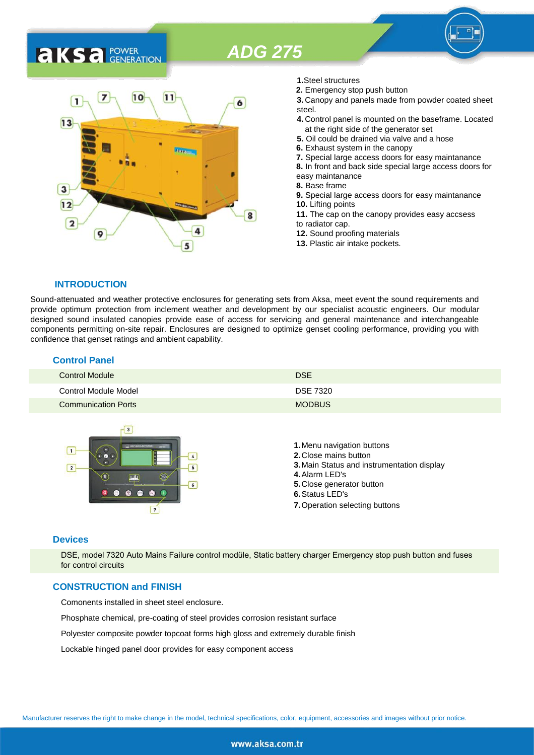# ADG 275

1. Steel structures
2. Emergency stop push button
3. Canopy and panels made from powder coated sheet steel.
4. Control panel is mounted on the baseframe. Located at the right side of the generator set
5. Oil could be drained via valve and a hose
6. Exhaust system in the canopy
7. Special large access doors for easy maintanance
8. In front and back side special large access doors for easy maintanance
8. Base frame
9. Special large access doors for easy maintanance
10. Lifting points
11. The cap on the canopy provides easy accsess to radiator cap.
12. Sound proofing materials
13. Plastic air intake pockets.

## INTRODUCTION

Sound-attenuated and weather protective enclosures for generating sets from Aksa, meet event the sound requirements and provide optimum protection from inclement weather and development by our specialist acoustic engineers. Our modular designed sound insulated canopies provide ease of access for servicing and general maintenance and interchangeable components permitting on-site repair. Enclosures are designed to optimize genset cooling performance, providing you with confidence that genset ratings and ambient capability.

## Control Panel

| | |
|---|---|
| Control Module | DSE |
| Control Module Model | DSE 7320 |
| Communication Ports | MODBUS |

1. Menu navigation buttons
2. Close mains button
3. Main Status and instrumentation display
4. Alarm LED's
5. Close generator button
6. Status LED's
7. Operation selecting buttons

## Devices

DSE, model 7320 Auto Mains Failure control modüle, Static battery charger Emergency stop push button and fuses for control circuits

## CONSTRUCTION and FINISH

Comonents installed in sheet steel enclosure.

Phosphate chemical, pre-coating of steel provides corrosion resistant surface

Polyester composite powder topcoat forms high gloss and extremely durable finish

Lockable hinged panel door provides for easy component access

Manufacturer reserves the right to make change in the model, technical specifications, color, equipment, accessories and images without prior notice.

www.aksa.com.tr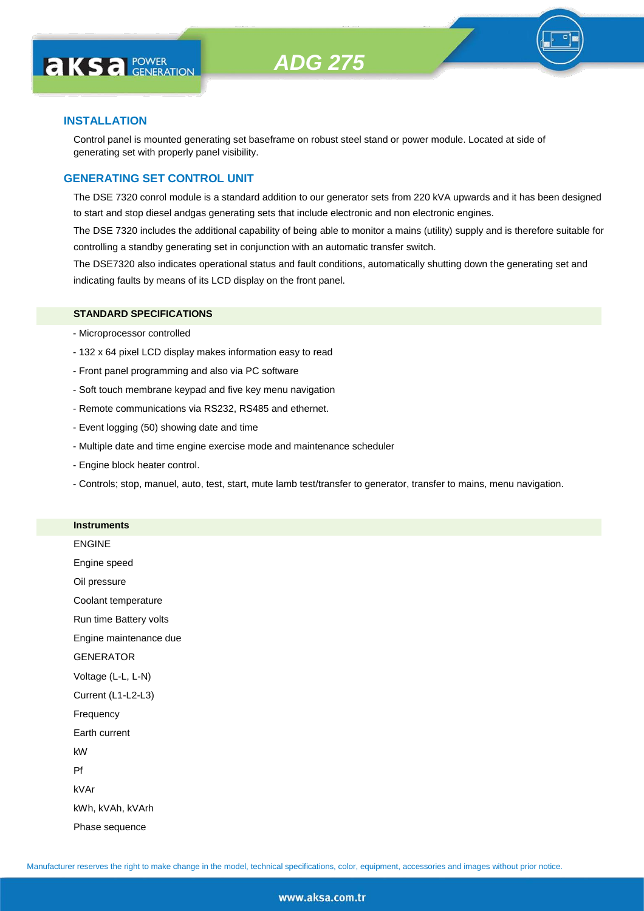# ADG 275

## INSTALLATION

Control panel is mounted generating set baseframe on robust steel stand or power module. Located at side of generating set with properly panel visibility.

## GENERATING SET CONTROL UNIT

The DSE 7320 conrol module is a standard addition to our generator sets from 220 kVA upwards and it has been designed to start and stop diesel andgas generating sets that include electronic and non electronic engines.

The DSE 7320 includes the additional capability of being able to monitor a mains (utility) supply and is therefore suitable for controlling a standby generating set in conjunction with an automatic transfer switch.

The DSE7320 also indicates operational status and fault conditions, automatically shutting down the generating set and indicating faults by means of its LCD display on the front panel.

### STANDARD SPECIFICATIONS

- Microprocessor controlled
- 132 x 64 pixel LCD display makes information easy to read
- Front panel programming and also via PC software
- Soft touch membrane keypad and five key menu navigation
- Remote communications via RS232, RS485 and ethernet.
- Event logging (50) showing date and time
- Multiple date and time engine exercise mode and maintenance scheduler
- Engine block heater control.
- Controls; stop, manuel, auto, test, start, mute lamb test/transfer to generator, transfer to mains, menu navigation.

### Instruments

ENGINE

Engine speed

Oil pressure

Coolant temperature

Run time Battery volts

Engine maintenance due

GENERATOR

Voltage (L-L, L-N)

Current (L1-L2-L3)

Frequency

Earth current

kW

Pf

kVAr

kWh, kVAh, kVArh

Phase sequence

Manufacturer reserves the right to make change in the model, technical specifications, color, equipment, accessories and images without prior notice.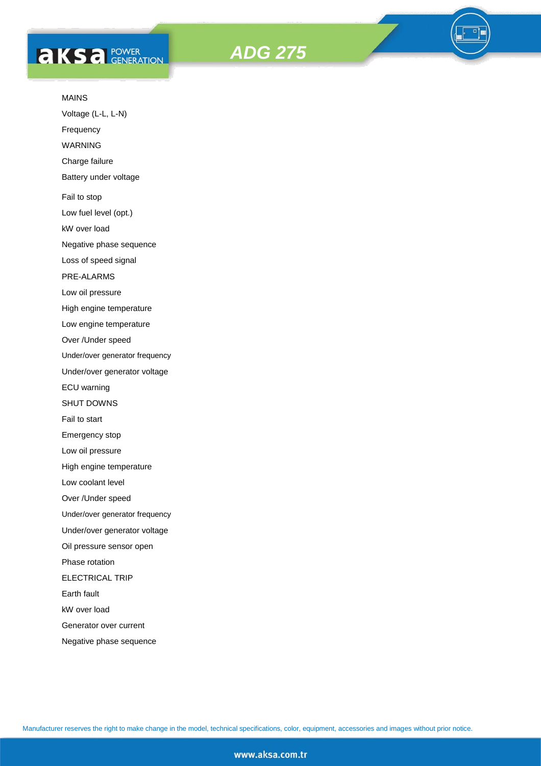# ADG 275

MAINS

Voltage (L-L, L-N)

Frequency

WARNING

Charge failure

Battery under voltage

Fail to stop

Low fuel level (opt.)

kW over load

Negative phase sequence

Loss of speed signal

PRE-ALARMS

Low oil pressure

High engine temperature

Low engine temperature

Over /Under speed

Under/over generator frequency

Under/over generator voltage

ECU warning

SHUT DOWNS

Fail to start

Emergency stop

Low oil pressure

High engine temperature

Low coolant level

Over /Under speed

Under/over generator frequency

Under/over generator voltage

Oil pressure sensor open

Phase rotation

ELECTRICAL TRIP

Earth fault

kW over load

Generator over current

Negative phase sequence

Manufacturer reserves the right to make change in the model, technical specifications, color, equipment, accessories and images without prior notice.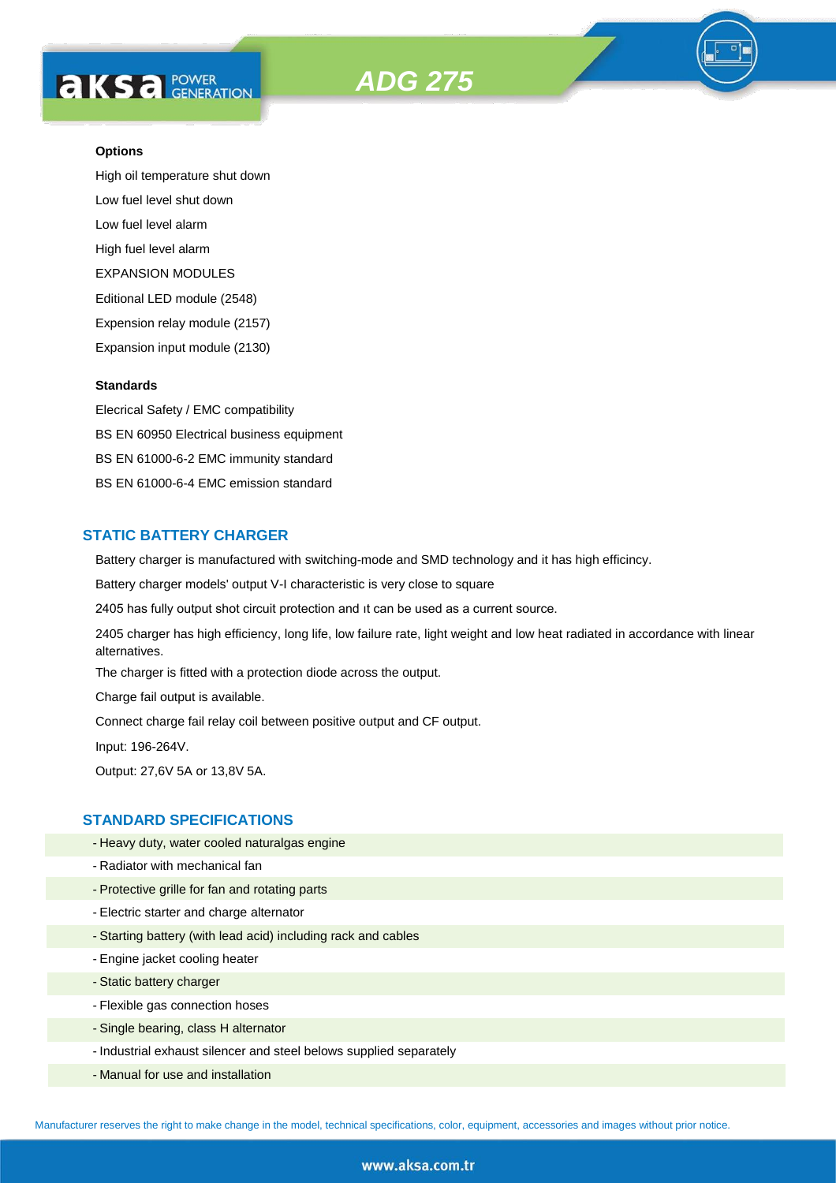### Options

High oil temperature shut down

Low fuel level shut down

Low fuel level alarm

High fuel level alarm

EXPANSION MODULES

Editional LED module (2548)

Expension relay module (2157)

Expansion input module (2130)

### Standards

Elecrical Safety / EMC compatibility

BS EN 60950 Electrical business equipment

BS EN 61000-6-2 EMC immunity standard

BS EN 61000-6-4 EMC emission standard

## STATIC BATTERY CHARGER

Battery charger is manufactured with switching-mode and SMD technology and it has high efficincy.

Battery charger models' output V-I characteristic is very close to square

2405 has fully output shot circuit protection and ıt can be used as a current source.

2405 charger has high efficiency, long life, low failure rate, light weight and low heat radiated in accordance with linear alternatives.

The charger is fitted with a protection diode across the output.

Charge fail output is available.

Connect charge fail relay coil between positive output and CF output.

Input: 196-264V.

Output: 27,6V 5A or 13,8V 5A.

## STANDARD SPECIFICATIONS

- Heavy duty, water cooled naturalgas engine
- Radiator with mechanical fan
- Protective grille for fan and rotating parts
- Electric starter and charge alternator
- Starting battery (with lead acid) including rack and cables
- Engine jacket cooling heater
- Static battery charger
- Flexible gas connection hoses
- Single bearing, class H alternator
- Industrial exhaust silencer and steel belows supplied separately
- Manual for use and installation

Manufacturer reserves the right to make change in the model, technical specifications, color, equipment, accessories and images without prior notice.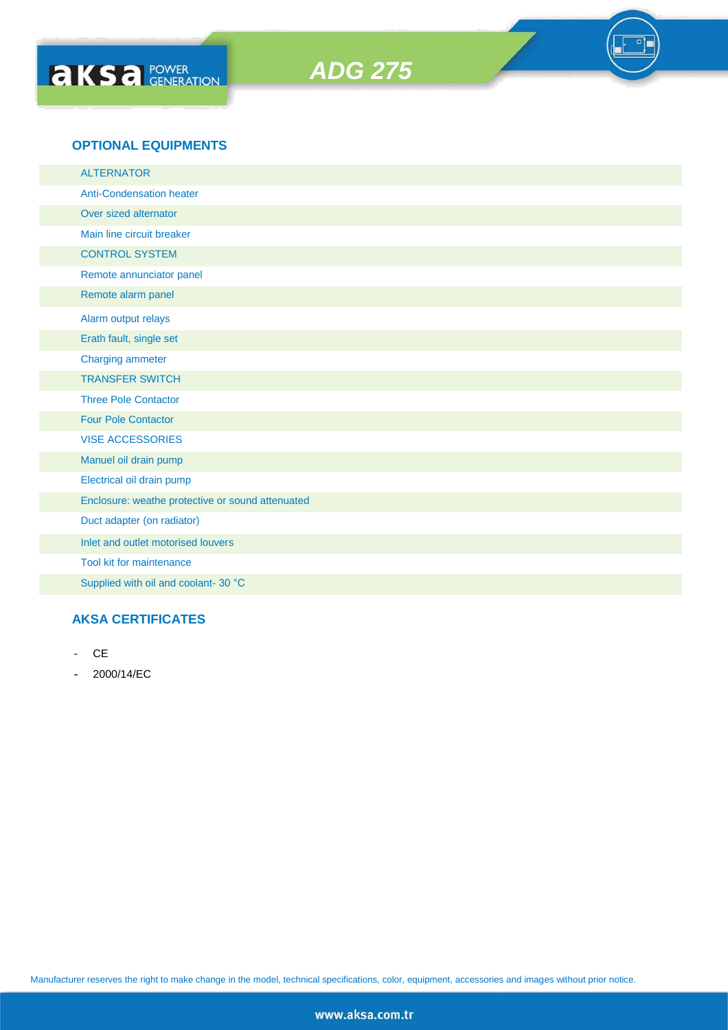## OPTIONAL EQUIPMENTS

| |
|---|
| ALTERNATOR |
| Anti-Condensation heater |
| Over sized alternator |
| Main line circuit breaker |
| CONTROL SYSTEM |
| Remote annunciator panel |
| Remote alarm panel |
| Alarm output relays |
| Erath fault, single set |
| Charging ammeter |
| TRANSFER SWITCH |
| Three Pole Contactor |
| Four Pole Contactor |
| VISE ACCESSORIES |
| Manuel oil drain pump |
| Electrical oil drain pump |
| Enclosure: weathe protective or sound attenuated |
| Duct adapter (on radiator) |
| Inlet and outlet motorised louvers |
| Tool kit for maintenance |
| Supplied with oil and coolant- 30 °C |

## AKSA CERTIFICATES

- CE
- 2000/14/EC

Manufacturer reserves the right to make change in the model, technical specifications, color, equipment, accessories and images without prior notice.